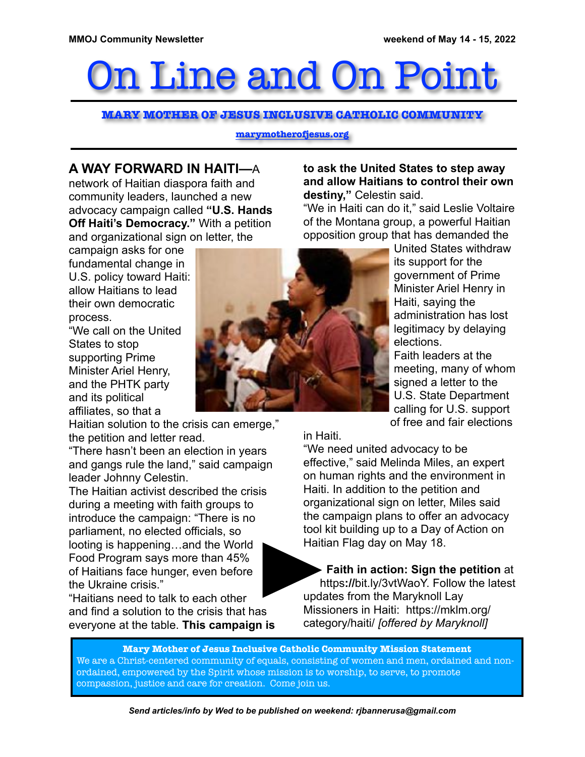MMOJ Community Newsletter

weekend of May 14 - 15, 2022

# On Line and On Point

**MARY MOTHER OF JESUS INCLUSIVE CATHOLIC COMMUNITY**

marymotherofjesus.org

**A WAY FORWARD IN HAITI—**A network of Haitian diaspora faith and community leaders, launched a new advocacy campaign called **"U.S. Hands Off Haiti's Democracy."** With a petition and organizational sign on letter, the campaign asks for one fundamental change in U.S. policy toward Haiti: allow Haitians to lead their own democratic process.

"We call on the United States to stop supporting Prime Minister Ariel Henry, and the PHTK party and its political affiliates, so that a Haitian solution to the crisis can emerge," the petition and letter read.

"There hasn't been an election in years and gangs rule the land," said campaign leader Johnny Celestin.

The Haitian activist described the crisis during a meeting with faith groups to introduce the campaign: "There is no parliament, no elected officials, so looting is happening…and the World Food Program says more than 45% of Haitians face hunger, even before the Ukraine crisis."

"Haitians need to talk to each other and find a solution to the crisis that has everyone at the table. **This campaign is to ask the United States to step away and allow Haitians to control their own destiny,"** Celestin said.

"We in Haiti can do it," said Leslie Voltaire of the Montana group, a powerful Haitian opposition group that has demanded the United States withdraw its support for the government of Prime Minister Ariel Henry in Haiti, saying the administration has lost legitimacy by delaying elections.

Faith leaders at the meeting, many of whom signed a letter to the U.S. State Department calling for U.S. support of free and fair elections in Haiti.

"We need united advocacy to be effective," said Melinda Miles, an expert on human rights and the environment in Haiti. In addition to the petition and organizational sign on letter, Miles said the campaign plans to offer an advocacy tool kit building up to a Day of Action on Haitian Flag day on May 18.

**Faith in action: Sign the petition** at https://bit.ly/3vtWaoY. Follow the latest updates from the Maryknoll Lay Missioners in Haiti: https://mklm.org/category/haiti/ *[offered by Maryknoll]*

**Mary Mother of Jesus Inclusive Catholic Community Mission Statement**

We are a Christ-centered community of equals, consisting of women and men, ordained and non-ordained, empowered by the Spirit whose mission is to worship, to serve, to promote compassion, justice and care for creation. Come join us.

*Send articles/info by Wed to be published on weekend: rjbannerusa@gmail.com*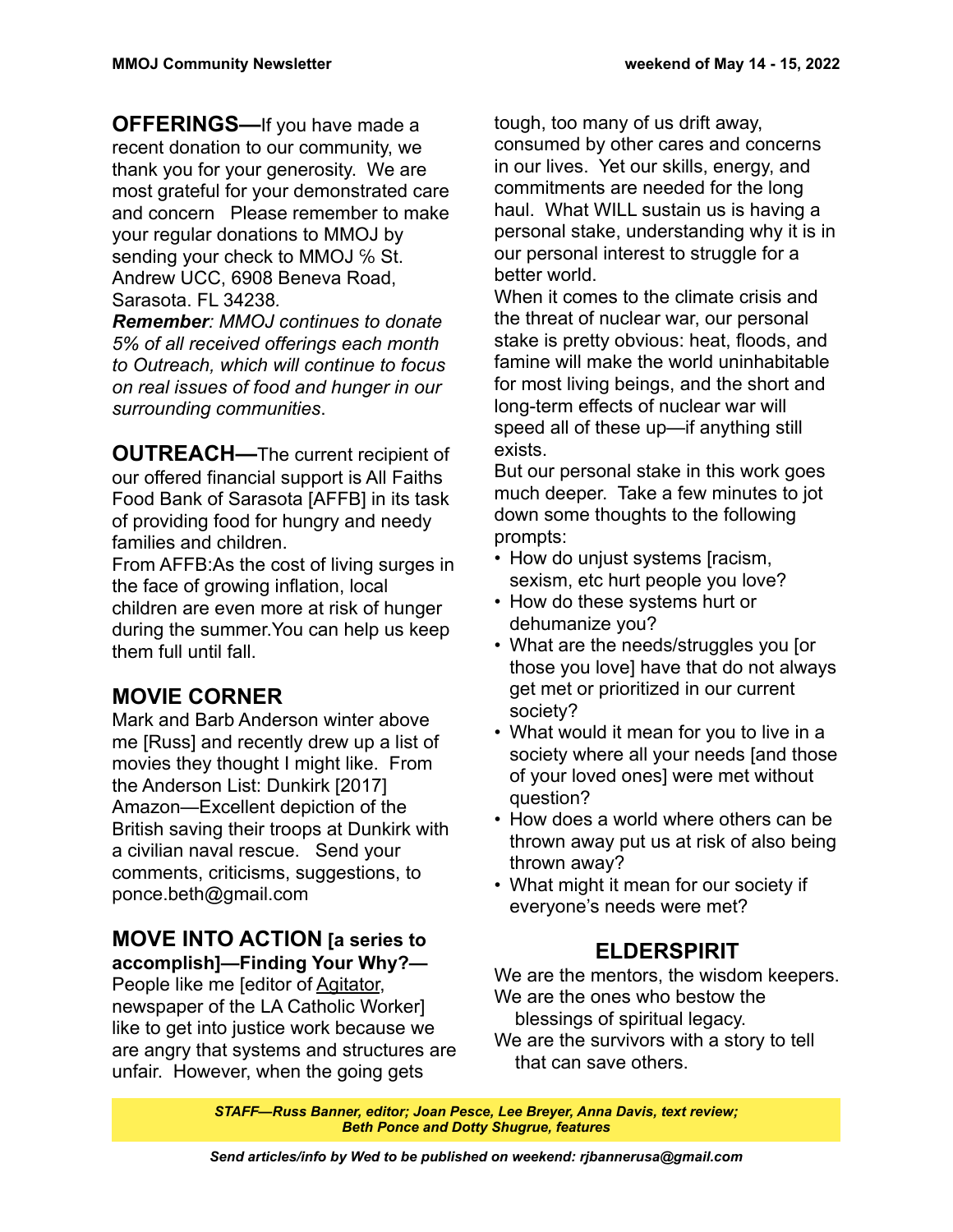**OFFERINGS—**If you have made a recent donation to our community, we thank you for your generosity. We are most grateful for your demonstrated care and concern Please remember to make your regular donations to MMOJ by sending your check to MMOJ ℅ St. Andrew UCC, 6908 Beneva Road, Sarasota. FL 34238.

***Remember**: MMOJ continues to donate 5% of all received offerings each month to Outreach, which will continue to focus on real issues of food and hunger in our surrounding communities.*

**OUTREACH—**The current recipient of our offered financial support is All Faiths Food Bank of Sarasota [AFFB] in its task of providing food for hungry and needy families and children.

From AFFB:As the cost of living surges in the face of growing inflation, local children are even more at risk of hunger during the summer.You can help us keep them full until fall.

## MOVIE CORNER

Mark and Barb Anderson winter above me [Russ] and recently drew up a list of movies they thought I might like. From the Anderson List: Dunkirk [2017] Amazon—Excellent depiction of the British saving their troops at Dunkirk with a civilian naval rescue. Send your comments, criticisms, suggestions, to ponce.beth@gmail.com

## MOVE INTO ACTION [a series to accomplish]—Finding Your Why?—

People like me [editor of Agitator, newspaper of the LA Catholic Worker] like to get into justice work because we are angry that systems and structures are unfair. However, when the going gets tough, too many of us drift away, consumed by other cares and concerns in our lives. Yet our skills, energy, and commitments are needed for the long haul. What WILL sustain us is having a personal stake, understanding why it is in our personal interest to struggle for a better world.

When it comes to the climate crisis and the threat of nuclear war, our personal stake is pretty obvious: heat, floods, and famine will make the world uninhabitable for most living beings, and the short and long-term effects of nuclear war will speed all of these up—if anything still exists.

But our personal stake in this work goes much deeper. Take a few minutes to jot down some thoughts to the following prompts:

- How do unjust systems [racism, sexism, etc hurt people you love?
- How do these systems hurt or dehumanize you?
- What are the needs/struggles you [or those you love] have that do not always get met or prioritized in our current society?
- What would it mean for you to live in a society where all your needs [and those of your loved ones] were met without question?
- How does a world where others can be thrown away put us at risk of also being thrown away?
- What might it mean for our society if everyone's needs were met?

## ELDERSPIRIT

We are the mentors, the wisdom keepers.
We are the ones who bestow the blessings of spiritual legacy.
We are the survivors with a story to tell that can save others.

***STAFF—Russ Banner, editor; Joan Pesce, Lee Breyer, Anna Davis, text review; Beth Ponce and Dotty Shugrue, features***

***Send articles/info by Wed to be published on weekend: rjbannerusa@gmail.com***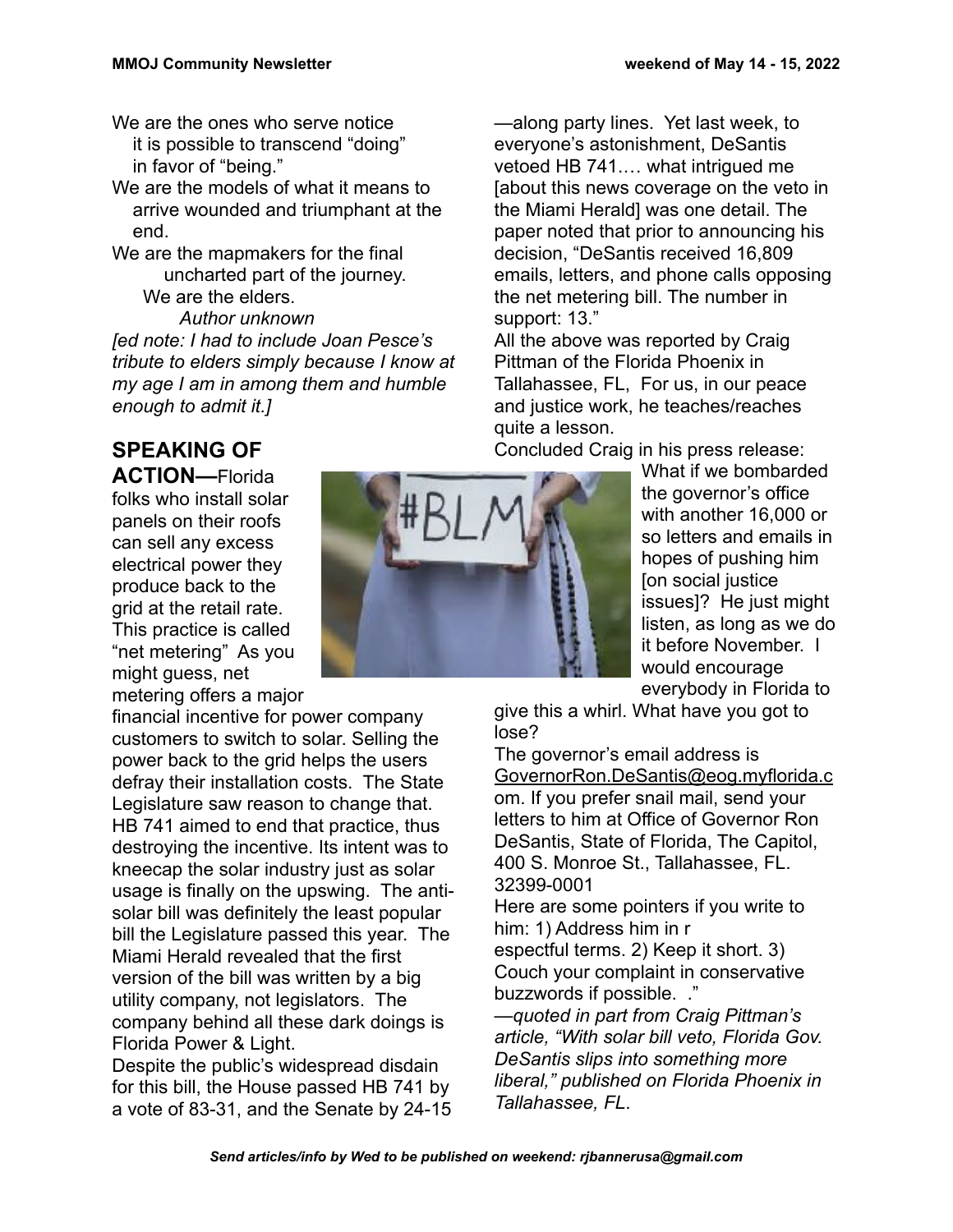We are the ones who serve notice
it is possible to transcend "doing"
in favor of "being."
We are the models of what it means to
arrive wounded and triumphant at the
end.
We are the mapmakers for the final
uncharted part of the journey.
We are the elders.

*Author unknown*

*[ed note: I had to include Joan Pesce's tribute to elders simply because I know at my age I am in among them and humble enough to admit it.]*

## SPEAKING OF ACTION—

Florida folks who install solar panels on their roofs can sell any excess electrical power they produce back to the grid at the retail rate. This practice is called "net metering" As you might guess, net metering offers a major financial incentive for power company customers to switch to solar. Selling the power back to the grid helps the users defray their installation costs. The State Legislature saw reason to change that. HB 741 aimed to end that practice, thus destroying the incentive. Its intent was to kneecap the solar industry just as solar usage is finally on the upswing. The anti-solar bill was definitely the least popular bill the Legislature passed this year. The Miami Herald revealed that the first version of the bill was written by a big utility company, not legislators. The company behind all these dark doings is Florida Power & Light.

Despite the public's widespread disdain for this bill, the House passed HB 741 by a vote of 83-31, and the Senate by 24-15—along party lines. Yet last week, to everyone's astonishment, DeSantis vetoed HB 741.… what intrigued me [about this news coverage on the veto in the Miami Herald] was one detail. The paper noted that prior to announcing his decision, "DeSantis received 16,809 emails, letters, and phone calls opposing the net metering bill. The number in support: 13."

All the above was reported by Craig Pittman of the Florida Phoenix in Tallahassee, FL, For us, in our peace and justice work, he teaches/reaches quite a lesson.

Concluded Craig in his press release: What if we bombarded the governor's office with another 16,000 or so letters and emails in hopes of pushing him [on social justice issues]? He just might listen, as long as we do it before November. I would encourage everybody in Florida to give this a whirl. What have you got to lose?

The governor's email address is GovernorRon.DeSantis@eog.myflorida.com. If you prefer snail mail, send your letters to him at Office of Governor Ron DeSantis, State of Florida, The Capitol, 400 S. Monroe St., Tallahassee, FL. 32399-0001

Here are some pointers if you write to him: 1) Address him in respectful terms. 2) Keep it short. 3) Couch your complaint in conservative buzzwords if possible. ."

—*quoted in part from Craig Pittman's article, "With solar bill veto, Florida Gov. DeSantis slips into something more liberal," published on Florida Phoenix in Tallahassee, FL.*

***Send articles/info by Wed to be published on weekend: rjbannerusa@gmail.com***